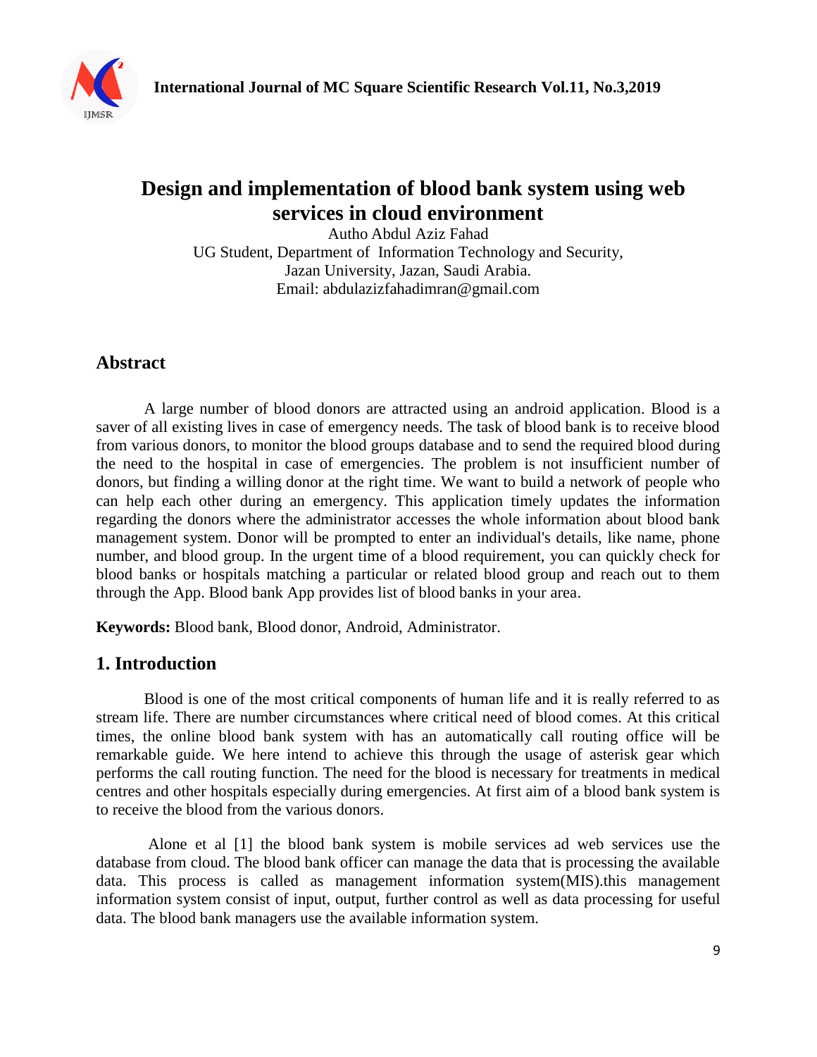# Design and implementation of blood bank system using web services in cloud environment

Autho Abdul Aziz Fahad
UG Student, Department of Information Technology and Security,
Jazan University, Jazan, Saudi Arabia.
Email: abdulazizfahadimran@gmail.com

## Abstract

A large number of blood donors are attracted using an android application. Blood is a saver of all existing lives in case of emergency needs. The task of blood bank is to receive blood from various donors, to monitor the blood groups database and to send the required blood during the need to the hospital in case of emergencies. The problem is not insufficient number of donors, but finding a willing donor at the right time. We want to build a network of people who can help each other during an emergency. This application timely updates the information regarding the donors where the administrator accesses the whole information about blood bank management system. Donor will be prompted to enter an individual's details, like name, phone number, and blood group. In the urgent time of a blood requirement, you can quickly check for blood banks or hospitals matching a particular or related blood group and reach out to them through the App. Blood bank App provides list of blood banks in your area.

**Keywords:** Blood bank, Blood donor, Android, Administrator.

## 1. Introduction

Blood is one of the most critical components of human life and it is really referred to as stream life. There are number circumstances where critical need of blood comes. At this critical times, the online blood bank system with has an automatically call routing office will be remarkable guide. We here intend to achieve this through the usage of asterisk gear which performs the call routing function. The need for the blood is necessary for treatments in medical centres and other hospitals especially during emergencies. At first aim of a blood bank system is to receive the blood from the various donors.

Alone et al [1] the blood bank system is mobile services ad web services use the database from cloud. The blood bank officer can manage the data that is processing the available data. This process is called as management information system(MIS).this management information system consist of input, output, further control as well as data processing for useful data. The blood bank managers use the available information system.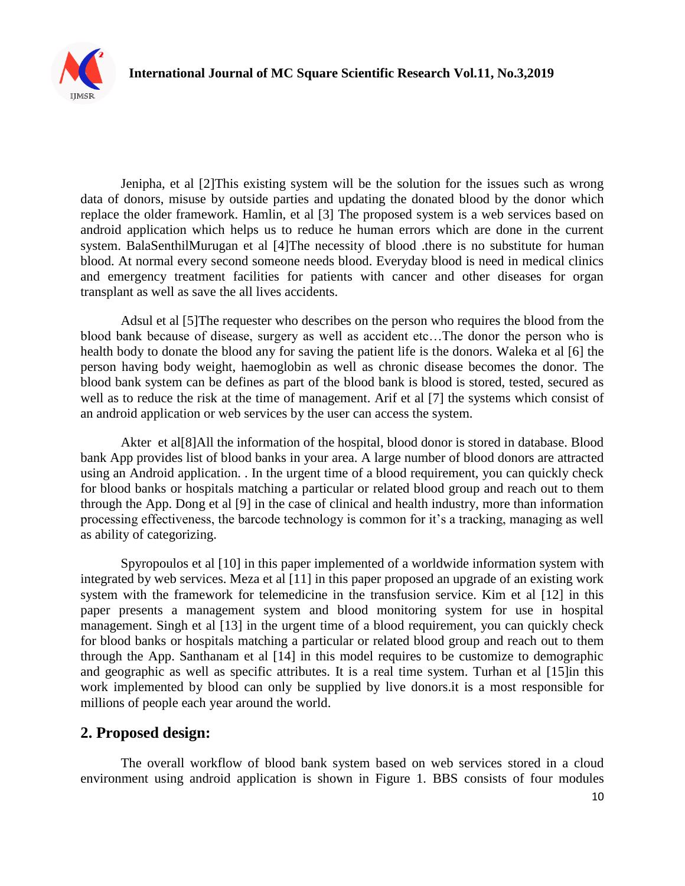Jenipha, et al [2]This existing system will be the solution for the issues such as wrong data of donors, misuse by outside parties and updating the donated blood by the donor which replace the older framework. Hamlin, et al [3] The proposed system is a web services based on android application which helps us to reduce he human errors which are done in the current system. BalaSenthilMurugan et al [4]The necessity of blood .there is no substitute for human blood. At normal every second someone needs blood. Everyday blood is need in medical clinics and emergency treatment facilities for patients with cancer and other diseases for organ transplant as well as save the all lives accidents.

Adsul et al [5]The requester who describes on the person who requires the blood from the blood bank because of disease, surgery as well as accident etc…The donor the person who is health body to donate the blood any for saving the patient life is the donors. Waleka et al [6] the person having body weight, haemoglobin as well as chronic disease becomes the donor. The blood bank system can be defines as part of the blood bank is blood is stored, tested, secured as well as to reduce the risk at the time of management. Arif et al [7] the systems which consist of an android application or web services by the user can access the system.

Akter et al[8]All the information of the hospital, blood donor is stored in database. Blood bank App provides list of blood banks in your area. A large number of blood donors are attracted using an Android application. . In the urgent time of a blood requirement, you can quickly check for blood banks or hospitals matching a particular or related blood group and reach out to them through the App. Dong et al [9] in the case of clinical and health industry, more than information processing effectiveness, the barcode technology is common for it's a tracking, managing as well as ability of categorizing.

Spyropoulos et al [10] in this paper implemented of a worldwide information system with integrated by web services. Meza et al [11] in this paper proposed an upgrade of an existing work system with the framework for telemedicine in the transfusion service. Kim et al [12] in this paper presents a management system and blood monitoring system for use in hospital management. Singh et al [13] in the urgent time of a blood requirement, you can quickly check for blood banks or hospitals matching a particular or related blood group and reach out to them through the App. Santhanam et al [14] in this model requires to be customize to demographic and geographic as well as specific attributes. It is a real time system. Turhan et al [15]in this work implemented by blood can only be supplied by live donors.it is a most responsible for millions of people each year around the world.

## 2. Proposed design:

The overall workflow of blood bank system based on web services stored in a cloud environment using android application is shown in Figure 1. BBS consists of four modules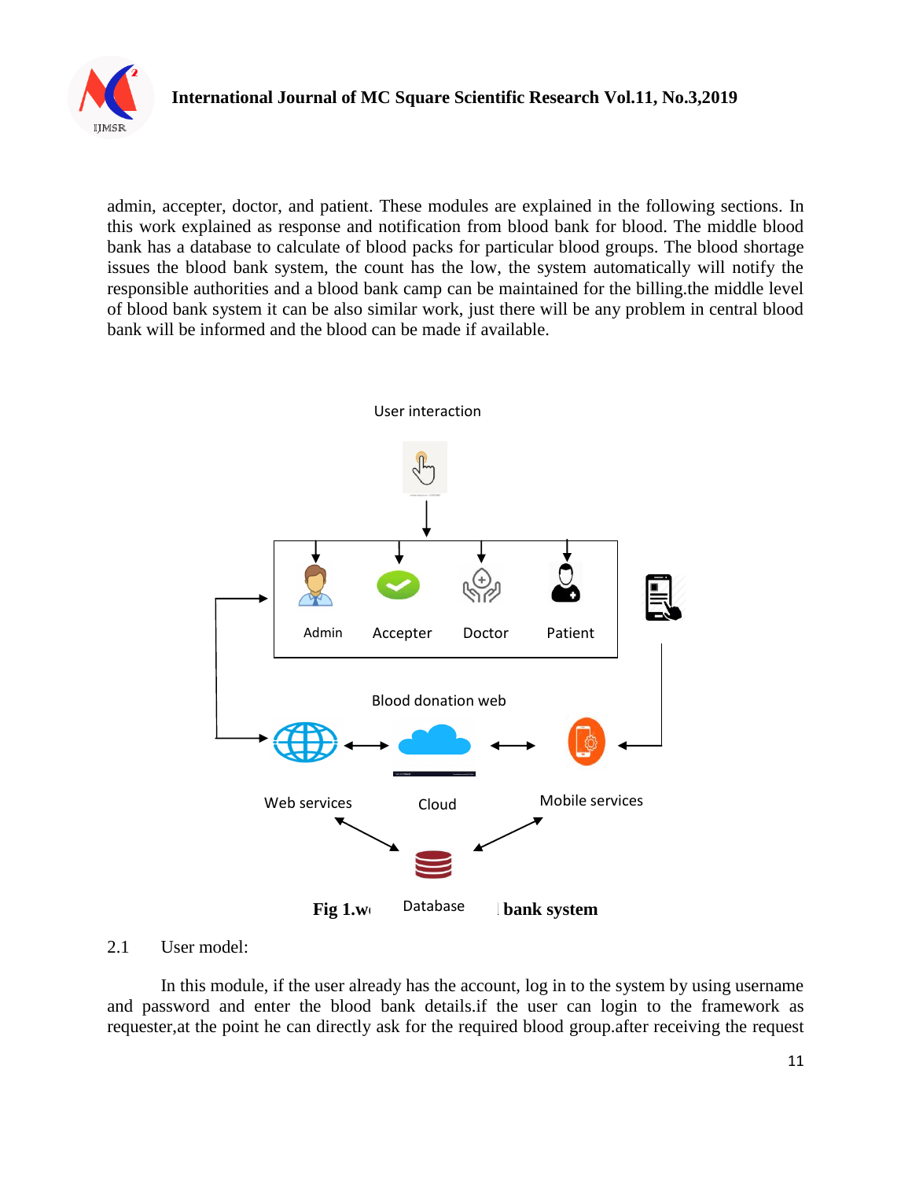admin, accepter, doctor, and patient. These modules are explained in the following sections. In this work explained as response and notification from blood bank for blood. The middle blood bank has a database to calculate of blood packs for particular blood groups. The blood shortage issues the blood bank system, the count has the low, the system automatically will notify the responsible authorities and a blood bank camp can be maintained for the billing.the middle level of blood bank system it can be also similar work, just there will be any problem in central blood bank will be informed and the blood can be made if available.

User interaction

Admin Accepter Doctor Patient

Blood donation web

Web services Cloud Mobile services

Database

**Fig 1.w bank system**

2.1 User model:

In this module, if the user already has the account, log in to the system by using username and password and enter the blood bank details.if the user can login to the framework as requester,at the point he can directly ask for the required blood group.after receiving the request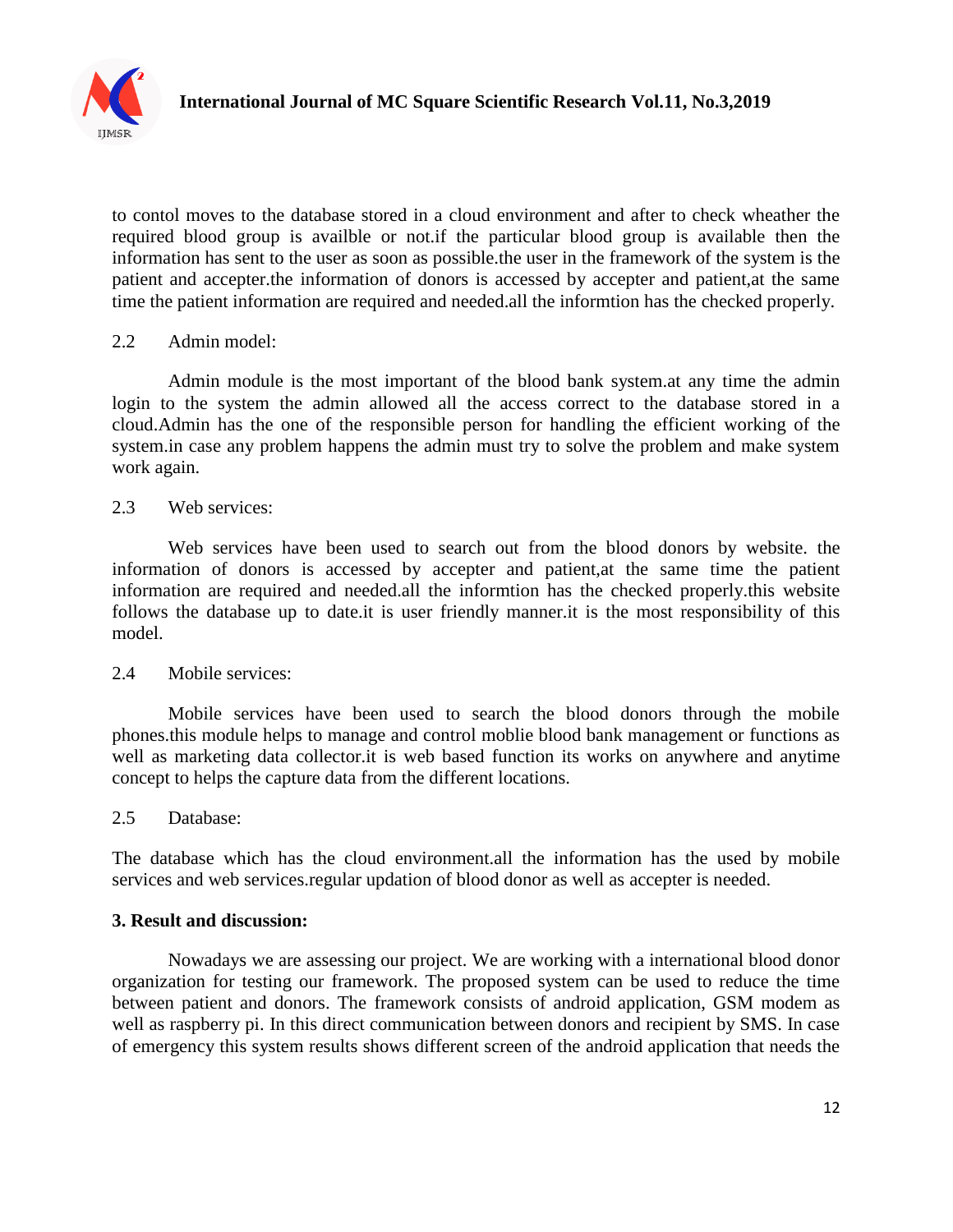to contol moves to the database stored in a cloud environment and after to check wheather the required blood group is availble or not.if the particular blood group is available then the information has sent to the user as soon as possible.the user in the framework of the system is the patient and accepter.the information of donors is accessed by accepter and patient,at the same time the patient information are required and needed.all the informtion has the checked properly.

2.2 Admin model:

Admin module is the most important of the blood bank system.at any time the admin login to the system the admin allowed all the access correct to the database stored in a cloud.Admin has the one of the responsible person for handling the efficient working of the system.in case any problem happens the admin must try to solve the problem and make system work again.

2.3 Web services:

Web services have been used to search out from the blood donors by website. the information of donors is accessed by accepter and patient,at the same time the patient information are required and needed.all the informtion has the checked properly.this website follows the database up to date.it is user friendly manner.it is the most responsibility of this model.

2.4 Mobile services:

Mobile services have been used to search the blood donors through the mobile phones.this module helps to manage and control moblie blood bank management or functions as well as marketing data collector.it is web based function its works on anywhere and anytime concept to helps the capture data from the different locations.

2.5 Database:

The database which has the cloud environment.all the information has the used by mobile services and web services.regular updation of blood donor as well as accepter is needed.

**3. Result and discussion:**

Nowadays we are assessing our project. We are working with a international blood donor organization for testing our framework. The proposed system can be used to reduce the time between patient and donors. The framework consists of android application, GSM modem as well as raspberry pi. In this direct communication between donors and recipient by SMS. In case of emergency this system results shows different screen of the android application that needs the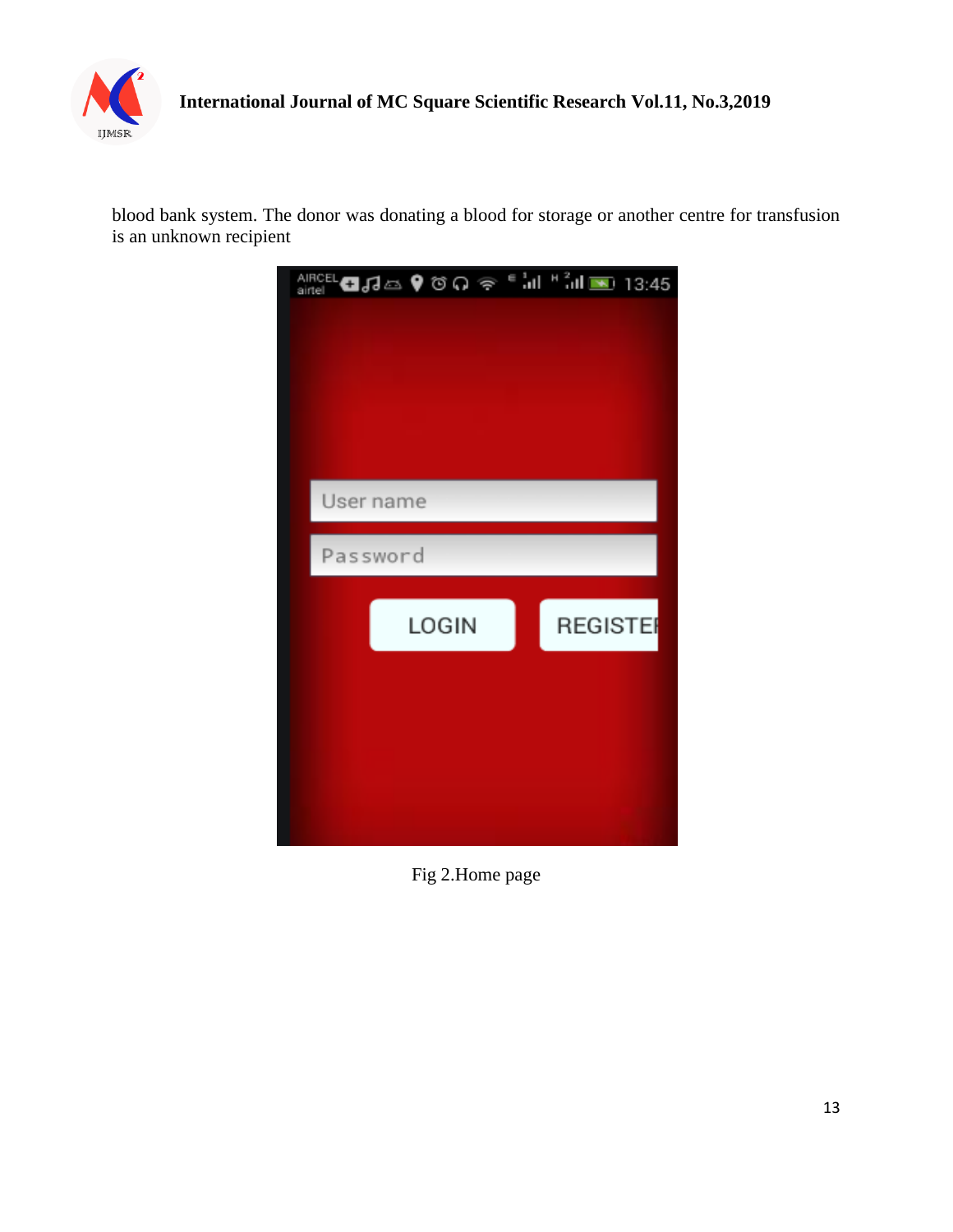blood bank system. The donor was donating a blood for storage or another centre for transfusion is an unknown recipient

Fig 2.Home page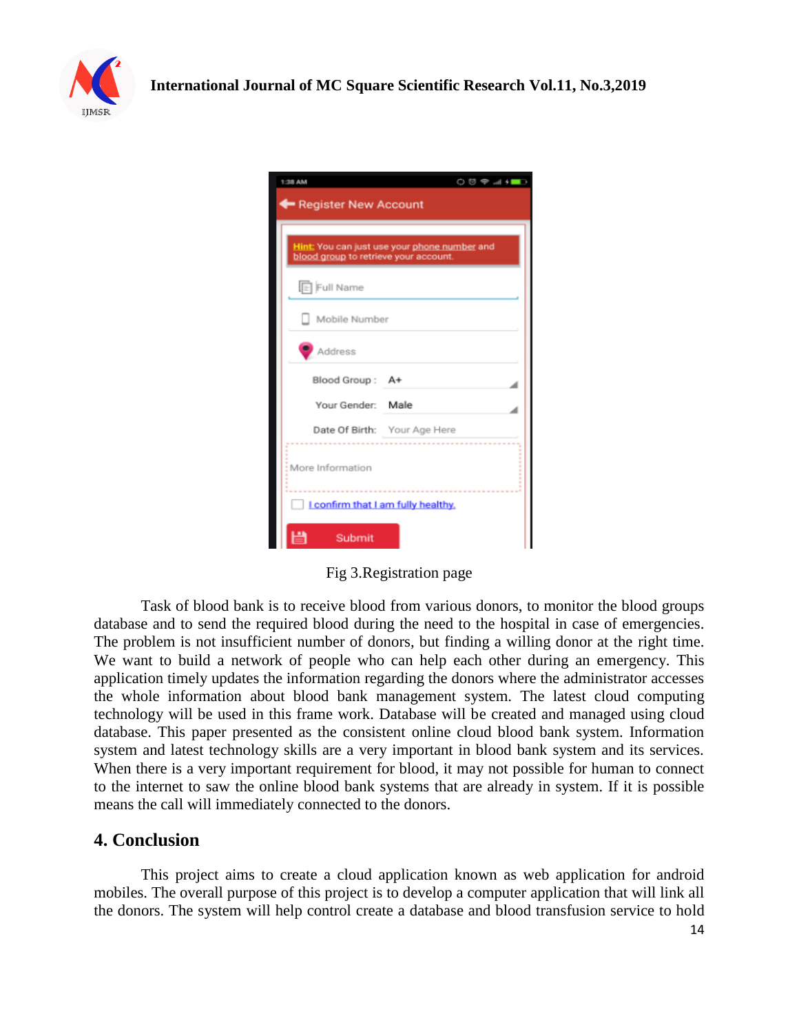Fig 3.Registration page

Task of blood bank is to receive blood from various donors, to monitor the blood groups database and to send the required blood during the need to the hospital in case of emergencies. The problem is not insufficient number of donors, but finding a willing donor at the right time. We want to build a network of people who can help each other during an emergency. This application timely updates the information regarding the donors where the administrator accesses the whole information about blood bank management system. The latest cloud computing technology will be used in this frame work. Database will be created and managed using cloud database. This paper presented as the consistent online cloud blood bank system. Information system and latest technology skills are a very important in blood bank system and its services. When there is a very important requirement for blood, it may not possible for human to connect to the internet to saw the online blood bank systems that are already in system. If it is possible means the call will immediately connected to the donors.

## 4. Conclusion

This project aims to create a cloud application known as web application for android mobiles. The overall purpose of this project is to develop a computer application that will link all the donors. The system will help control create a database and blood transfusion service to hold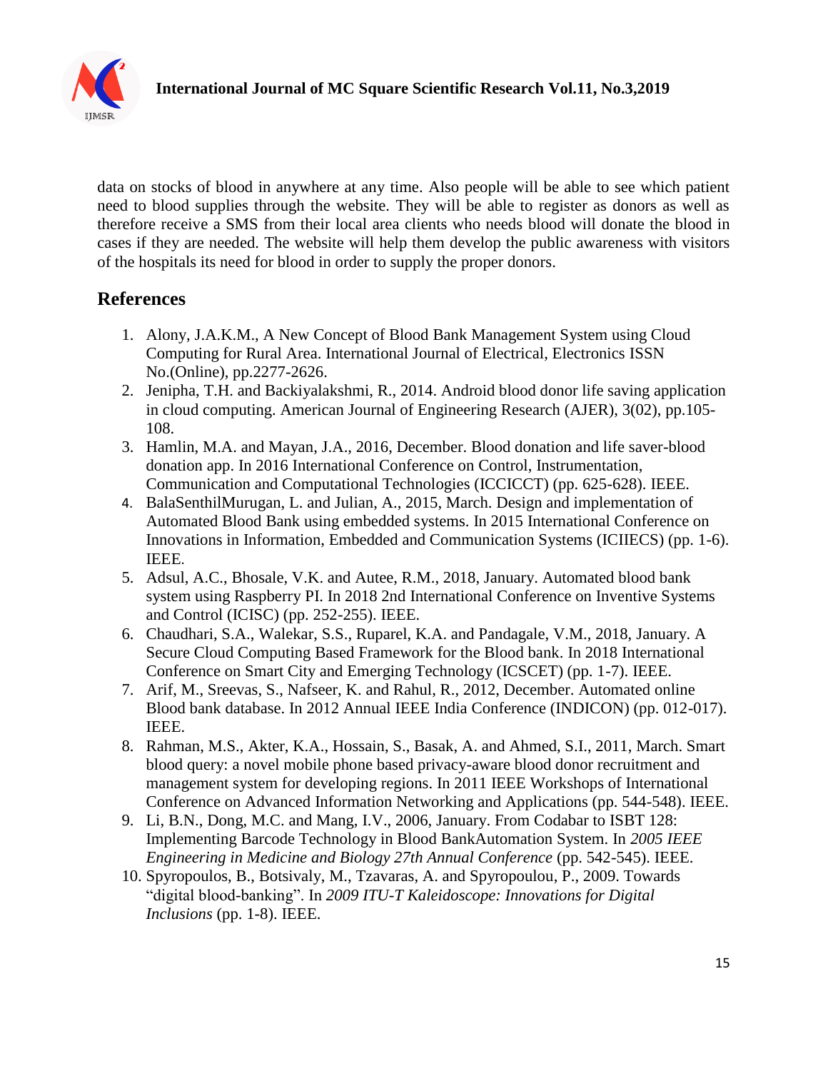data on stocks of blood in anywhere at any time. Also people will be able to see which patient need to blood supplies through the website. They will be able to register as donors as well as therefore receive a SMS from their local area clients who needs blood will donate the blood in cases if they are needed. The website will help them develop the public awareness with visitors of the hospitals its need for blood in order to supply the proper donors.

## References

1. Alony, J.A.K.M., A New Concept of Blood Bank Management System using Cloud Computing for Rural Area. International Journal of Electrical, Electronics ISSN No.(Online), pp.2277-2626.
2. Jenipha, T.H. and Backiyalakshmi, R., 2014. Android blood donor life saving application in cloud computing. American Journal of Engineering Research (AJER), 3(02), pp.105-108.
3. Hamlin, M.A. and Mayan, J.A., 2016, December. Blood donation and life saver-blood donation app. In 2016 International Conference on Control, Instrumentation, Communication and Computational Technologies (ICCICCT) (pp. 625-628). IEEE.
4. BalaSenthilMurugan, L. and Julian, A., 2015, March. Design and implementation of Automated Blood Bank using embedded systems. In 2015 International Conference on Innovations in Information, Embedded and Communication Systems (ICIIECS) (pp. 1-6). IEEE.
5. Adsul, A.C., Bhosale, V.K. and Autee, R.M., 2018, January. Automated blood bank system using Raspberry PI. In 2018 2nd International Conference on Inventive Systems and Control (ICISC) (pp. 252-255). IEEE.
6. Chaudhari, S.A., Walekar, S.S., Ruparel, K.A. and Pandagale, V.M., 2018, January. A Secure Cloud Computing Based Framework for the Blood bank. In 2018 International Conference on Smart City and Emerging Technology (ICSCET) (pp. 1-7). IEEE.
7. Arif, M., Sreevas, S., Nafseer, K. and Rahul, R., 2012, December. Automated online Blood bank database. In 2012 Annual IEEE India Conference (INDICON) (pp. 012-017). IEEE.
8. Rahman, M.S., Akter, K.A., Hossain, S., Basak, A. and Ahmed, S.I., 2011, March. Smart blood query: a novel mobile phone based privacy-aware blood donor recruitment and management system for developing regions. In 2011 IEEE Workshops of International Conference on Advanced Information Networking and Applications (pp. 544-548). IEEE.
9. Li, B.N., Dong, M.C. and Mang, I.V., 2006, January. From Codabar to ISBT 128: Implementing Barcode Technology in Blood BankAutomation System. In *2005 IEEE Engineering in Medicine and Biology 27th Annual Conference* (pp. 542-545). IEEE.
10. Spyropoulos, B., Botsivaly, M., Tzavaras, A. and Spyropoulou, P., 2009. Towards "digital blood-banking". In *2009 ITU-T Kaleidoscope: Innovations for Digital Inclusions* (pp. 1-8). IEEE.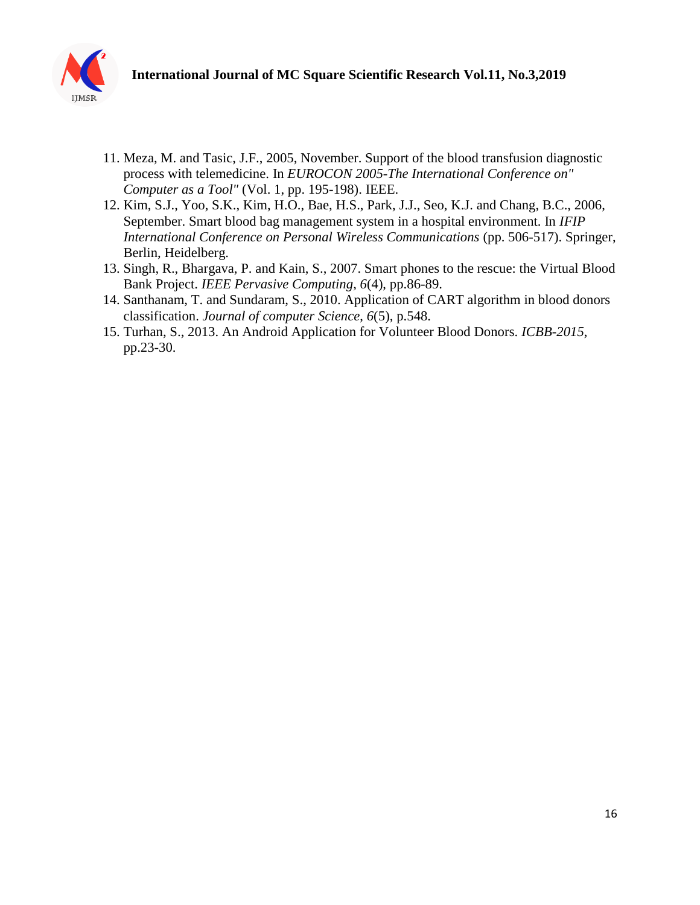11. Meza, M. and Tasic, J.F., 2005, November. Support of the blood transfusion diagnostic process with telemedicine. In *EUROCON 2005-The International Conference on" Computer as a Tool"* (Vol. 1, pp. 195-198). IEEE.
12. Kim, S.J., Yoo, S.K., Kim, H.O., Bae, H.S., Park, J.J., Seo, K.J. and Chang, B.C., 2006, September. Smart blood bag management system in a hospital environment. In *IFIP International Conference on Personal Wireless Communications* (pp. 506-517). Springer, Berlin, Heidelberg.
13. Singh, R., Bhargava, P. and Kain, S., 2007. Smart phones to the rescue: the Virtual Blood Bank Project. *IEEE Pervasive Computing*, *6*(4), pp.86-89.
14. Santhanam, T. and Sundaram, S., 2010. Application of CART algorithm in blood donors classification. *Journal of computer Science*, *6*(5), p.548.
15. Turhan, S., 2013. An Android Application for Volunteer Blood Donors. *ICBB-2015*, pp.23-30.